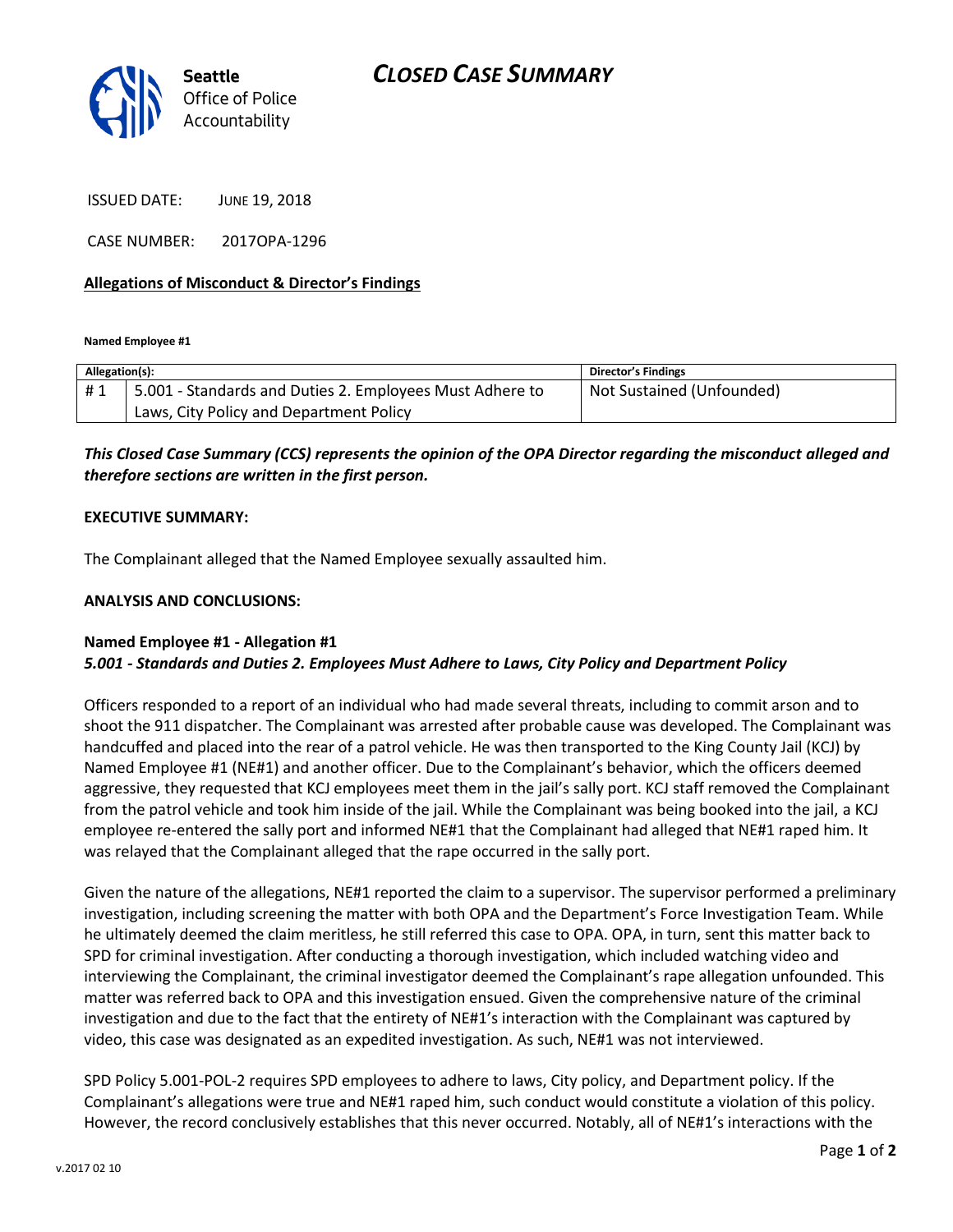# CLOSED CASE SUMMARY

Seattle Office of Police Accountability

ISSUED DATE: JUNE 19, 2018

CASE NUMBER: 2017OPA-1296

**Allegations of Misconduct & Director's Findings**

**Named Employee #1**

| Allegation(s): | | Director's Findings |
|---|---|---|
| # 1 | 5.001 - Standards and Duties 2. Employees Must Adhere to Laws, City Policy and Department Policy | Not Sustained (Unfounded) |

***This Closed Case Summary (CCS) represents the opinion of the OPA Director regarding the misconduct alleged and therefore sections are written in the first person.***

**EXECUTIVE SUMMARY:**

The Complainant alleged that the Named Employee sexually assaulted him.

**ANALYSIS AND CONCLUSIONS:**

**Named Employee #1 - Allegation #1**
***5.001 - Standards and Duties 2. Employees Must Adhere to Laws, City Policy and Department Policy***

Officers responded to a report of an individual who had made several threats, including to commit arson and to shoot the 911 dispatcher. The Complainant was arrested after probable cause was developed. The Complainant was handcuffed and placed into the rear of a patrol vehicle. He was then transported to the King County Jail (KCJ) by Named Employee #1 (NE#1) and another officer. Due to the Complainant's behavior, which the officers deemed aggressive, they requested that KCJ employees meet them in the jail's sally port. KCJ staff removed the Complainant from the patrol vehicle and took him inside of the jail. While the Complainant was being booked into the jail, a KCJ employee re-entered the sally port and informed NE#1 that the Complainant had alleged that NE#1 raped him. It was relayed that the Complainant alleged that the rape occurred in the sally port.

Given the nature of the allegations, NE#1 reported the claim to a supervisor. The supervisor performed a preliminary investigation, including screening the matter with both OPA and the Department's Force Investigation Team. While he ultimately deemed the claim meritless, he still referred this case to OPA. OPA, in turn, sent this matter back to SPD for criminal investigation. After conducting a thorough investigation, which included watching video and interviewing the Complainant, the criminal investigator deemed the Complainant's rape allegation unfounded. This matter was referred back to OPA and this investigation ensued. Given the comprehensive nature of the criminal investigation and due to the fact that the entirety of NE#1's interaction with the Complainant was captured by video, this case was designated as an expedited investigation. As such, NE#1 was not interviewed.

SPD Policy 5.001-POL-2 requires SPD employees to adhere to laws, City policy, and Department policy. If the Complainant's allegations were true and NE#1 raped him, such conduct would constitute a violation of this policy. However, the record conclusively establishes that this never occurred. Notably, all of NE#1's interactions with the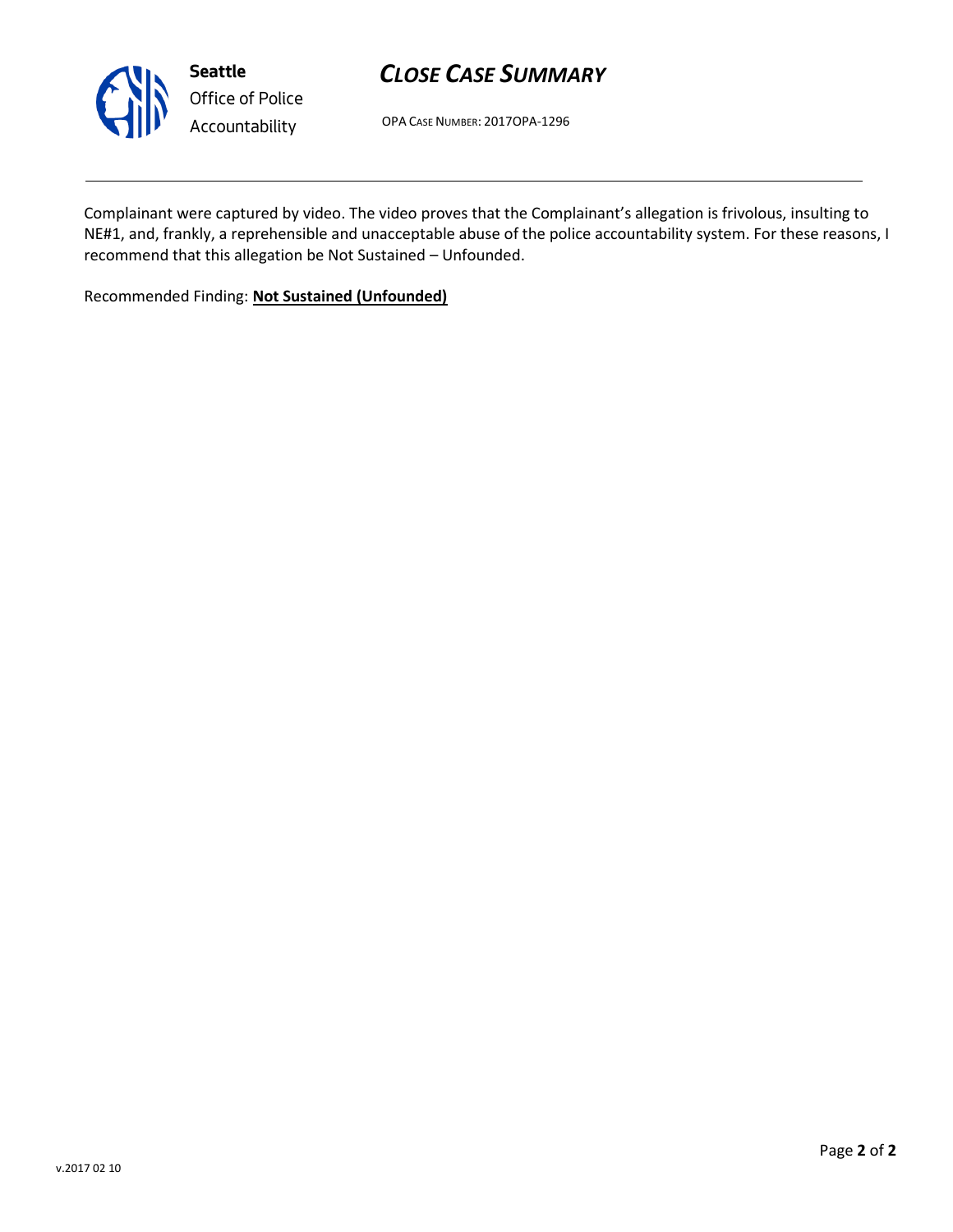Complainant were captured by video. The video proves that the Complainant's allegation is frivolous, insulting to NE#1, and, frankly, a reprehensible and unacceptable abuse of the police accountability system. For these reasons, I recommend that this allegation be Not Sustained – Unfounded.

Recommended Finding: **Not Sustained (Unfounded)**